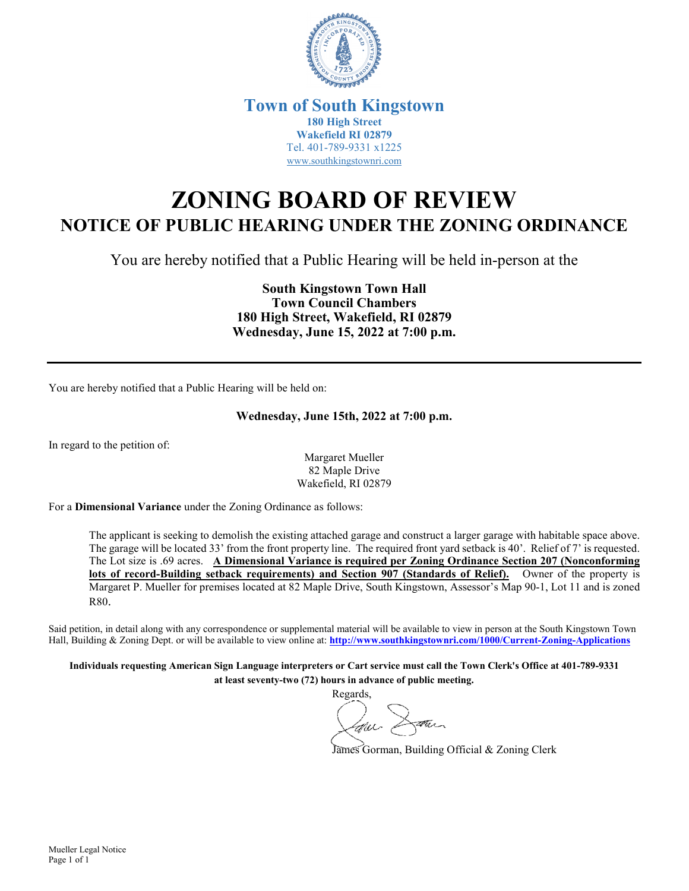**Town of South Kingstown**
**180 High Street**
**Wakefield RI 02879**
Tel. 401-789-9331 x1225
www.southkingstownri.com

# ZONING BOARD OF REVIEW

## NOTICE OF PUBLIC HEARING UNDER THE ZONING ORDINANCE

You are hereby notified that a Public Hearing will be held in-person at the

**South Kingstown Town Hall**
**Town Council Chambers**
**180 High Street, Wakefield, RI 02879**
**Wednesday, June 15, 2022 at 7:00 p.m.**

---

You are hereby notified that a Public Hearing will be held on:

**Wednesday, June 15th, 2022 at 7:00 p.m.**

In regard to the petition of:

Margaret Mueller
82 Maple Drive
Wakefield, RI 02879

For a **Dimensional Variance** under the Zoning Ordinance as follows:

> The applicant is seeking to demolish the existing attached garage and construct a larger garage with habitable space above. The garage will be located 33' from the front property line. The required front yard setback is 40'. Relief of 7' is requested. The Lot size is .69 acres. **A Dimensional Variance is required per Zoning Ordinance Section 207 (Nonconforming lots of record-Building setback requirements) and Section 907 (Standards of Relief).** Owner of the property is Margaret P. Mueller for premises located at 82 Maple Drive, South Kingstown, Assessor's Map 90-1, Lot 11 and is zoned R80.

Said petition, in detail along with any correspondence or supplemental material will be available to view in person at the South Kingstown Town Hall, Building & Zoning Dept. or will be available to view online at: **http://www.southkingstownri.com/1000/Current-Zoning-Applications**

**Individuals requesting American Sign Language interpreters or Cart service must call the Town Clerk's Office at 401-789-9331 at least seventy-two (72) hours in advance of public meeting.**

Regards,

James Gorman, Building Official & Zoning Clerk

Mueller Legal Notice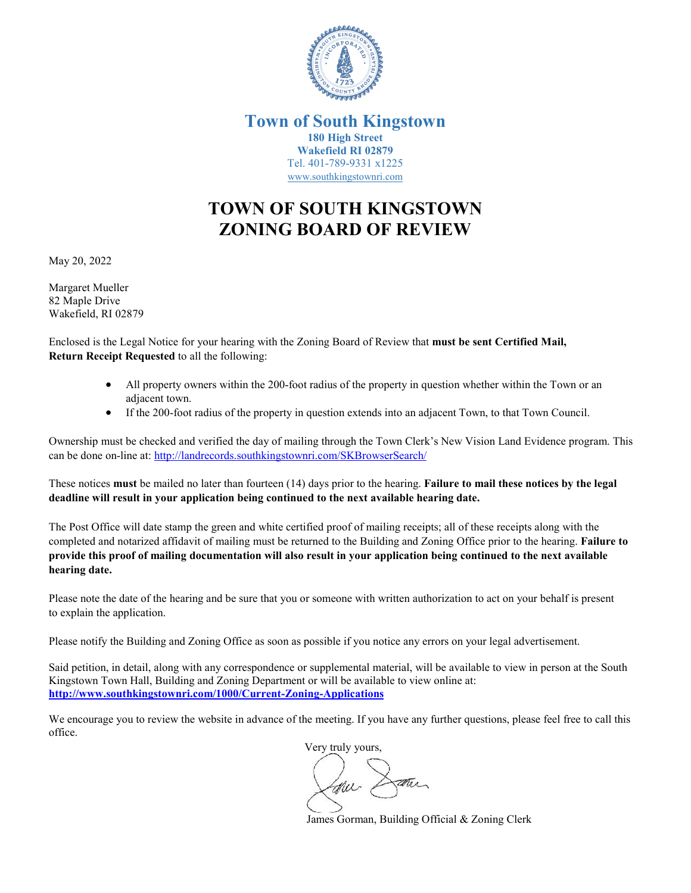**Town of South Kingstown**
**180 High Street**
**Wakefield RI 02879**
Tel. 401-789-9331 x1225
www.southkingstownri.com

# TOWN OF SOUTH KINGSTOWN
# ZONING BOARD OF REVIEW

May 20, 2022

Margaret Mueller
82 Maple Drive
Wakefield, RI 02879

Enclosed is the Legal Notice for your hearing with the Zoning Board of Review that **must be sent Certified Mail, Return Receipt Requested** to all the following:

- All property owners within the 200-foot radius of the property in question whether within the Town or an adjacent town.
- If the 200-foot radius of the property in question extends into an adjacent Town, to that Town Council.

Ownership must be checked and verified the day of mailing through the Town Clerk's New Vision Land Evidence program. This can be done on-line at: http://landrecords.southkingstownri.com/SKBrowserSearch/

These notices **must** be mailed no later than fourteen (14) days prior to the hearing. **Failure to mail these notices by the legal deadline will result in your application being continued to the next available hearing date.**

The Post Office will date stamp the green and white certified proof of mailing receipts; all of these receipts along with the completed and notarized affidavit of mailing must be returned to the Building and Zoning Office prior to the hearing. **Failure to provide this proof of mailing documentation will also result in your application being continued to the next available hearing date.**

Please note the date of the hearing and be sure that you or someone with written authorization to act on your behalf is present to explain the application.

Please notify the Building and Zoning Office as soon as possible if you notice any errors on your legal advertisement.

Said petition, in detail, along with any correspondence or supplemental material, will be available to view in person at the South Kingstown Town Hall, Building and Zoning Department or will be available to view online at:
**http://www.southkingstownri.com/1000/Current-Zoning-Applications**

We encourage you to review the website in advance of the meeting. If you have any further questions, please feel free to call this office.

Very truly yours,

James Gorman, Building Official & Zoning Clerk